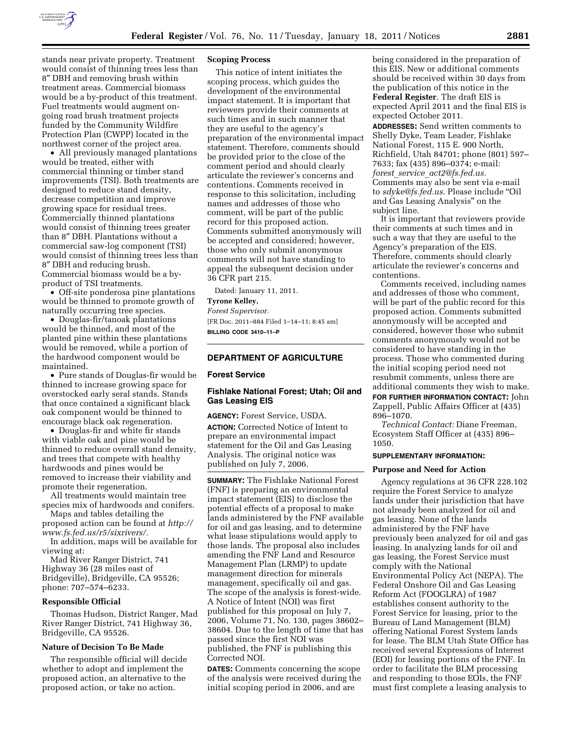stands near private property. Treatment would consist of thinning trees less than 8″ DBH and removing brush within treatment areas. Commercial biomass would be a by-product of this treatment. Fuel treatments would augment on-going road brush treatment projects funded by the Community Wildfire Protection Plan (CWPP) located in the northwest corner of the project area.

- All previously managed plantations would be treated, either with commercial thinning or timber stand improvements (TSI). Both treatments are designed to reduce stand density, decrease competition and improve growing space for residual trees. Commercially thinned plantations would consist of thinning trees greater than 8″ DBH. Plantations without a commercial saw-log component (TSI) would consist of thinning trees less than 8″ DBH and reducing brush. Commercial biomass would be a by-product of TSI treatments.
- Off-site ponderosa pine plantations would be thinned to promote growth of naturally occurring tree species.
- Douglas-fir/tanoak plantations would be thinned, and most of the planted pine within these plantations would be removed, while a portion of the hardwood component would be maintained.
- Pure stands of Douglas-fir would be thinned to increase growing space for overstocked early seral stands. Stands that once contained a significant black oak component would be thinned to encourage black oak regeneration.
- Douglas-fir and white fir stands with viable oak and pine would be thinned to reduce overall stand density, and trees that compete with healthy hardwoods and pines would be removed to increase their viability and promote their regeneration.

All treatments would maintain tree species mix of hardwoods and conifers.

Maps and tables detailing the proposed action can be found at *http://www.fs.fed.us/r5/sixrivers/.*

In addition, maps will be available for viewing at:

Mad River Ranger District, 741 Highway 36 (28 miles east of Bridgeville), Bridgeville, CA 95526; phone: 707–574–6233.

## Responsible Official

Thomas Hudson, District Ranger, Mad River Ranger District, 741 Highway 36, Bridgeville, CA 95526.

## Nature of Decision To Be Made

The responsible official will decide whether to adopt and implement the proposed action, an alternative to the proposed action, or take no action.

## Scoping Process

This notice of intent initiates the scoping process, which guides the development of the environmental impact statement. It is important that reviewers provide their comments at such times and in such manner that they are useful to the agency's preparation of the environmental impact statement. Therefore, comments should be provided prior to the close of the comment period and should clearly articulate the reviewer's concerns and contentions. Comments received in response to this solicitation, including names and addresses of those who comment, will be part of the public record for this proposed action. Comments submitted anonymously will be accepted and considered; however, those who only submit anonymous comments will not have standing to appeal the subsequent decision under 36 CFR part 215.

Dated: January 11, 2011.

**Tyrone Kelley,**

*Forest Supervisor.*

[FR Doc. 2011–884 Filed 1–14–11; 8:45 am]

**BILLING CODE 3410–11–P**

---

# DEPARTMENT OF AGRICULTURE

## Forest Service

## Fishlake National Forest; Utah; Oil and Gas Leasing EIS

**AGENCY:** Forest Service, USDA.

**ACTION:** Corrected Notice of Intent to prepare an environmental impact statement for the Oil and Gas Leasing Analysis. The original notice was published on July 7, 2006.

**SUMMARY:** The Fishlake National Forest (FNF) is preparing an environmental impact statement (EIS) to disclose the potential effects of a proposal to make lands administered by the FNF available for oil and gas leasing, and to determine what lease stipulations would apply to those lands. The proposal also includes amending the FNF Land and Resource Management Plan (LRMP) to update management direction for minerals management, specifically oil and gas. The scope of the analysis is forest-wide. A Notice of Intent (NOI) was first published for this proposal on July 7, 2006, Volume 71, No. 130, pages 38602–38604. Due to the length of time that has passed since the first NOI was published, the FNF is publishing this Corrected NOI.

**DATES:** Comments concerning the scope of the analysis were received during the initial scoping period in 2006, and are being considered in the preparation of this EIS. New or additional comments should be received within 30 days from the publication of this notice in the **Federal Register**. The draft EIS is expected April 2011 and the final EIS is expected October 2011.

**ADDRESSES:** Send written comments to Shelly Dyke, Team Leader, Fishlake National Forest, 115 E. 900 North, Richfield, Utah 84701; phone (801) 597–7633; fax (435) 896–0374; e-mail: *forest_service_act2@fs.fed.us.* Comments may also be sent via e-mail to *sdyke@fs.fed.us.* Please include "Oil and Gas Leasing Analysis" on the subject line.

It is important that reviewers provide their comments at such times and in such a way that they are useful to the Agency's preparation of the EIS. Therefore, comments should clearly articulate the reviewer's concerns and contentions.

Comments received, including names and addresses of those who comment, will be part of the public record for this proposed action. Comments submitted anonymously will be accepted and considered, however those who submit comments anonymously would not be considered to have standing in the process. Those who commented during the initial scoping period need not resubmit comments, unless there are additional comments they wish to make.

**FOR FURTHER INFORMATION CONTACT:** John Zappell, Public Affairs Officer at (435) 896–1070.

*Technical Contact:* Diane Freeman, Ecosystem Staff Officer at (435) 896–1050.

**SUPPLEMENTARY INFORMATION:**

## Purpose and Need for Action

Agency regulations at 36 CFR 228.102 require the Forest Service to analyze lands under their jurisdiction that have not already been analyzed for oil and gas leasing. None of the lands administered by the FNF have previously been analyzed for oil and gas leasing. In analyzing lands for oil and gas leasing, the Forest Service must comply with the National Environmental Policy Act (NEPA). The Federal Onshore Oil and Gas Leasing Reform Act (FOOGLRA) of 1987 establishes consent authority to the Forest Service for leasing, prior to the Bureau of Land Management (BLM) offering National Forest System lands for lease. The BLM Utah State Office has received several Expressions of Interest (EOI) for leasing portions of the FNF. In order to facilitate the BLM processing and responding to those EOIs, the FNF must first complete a leasing analysis to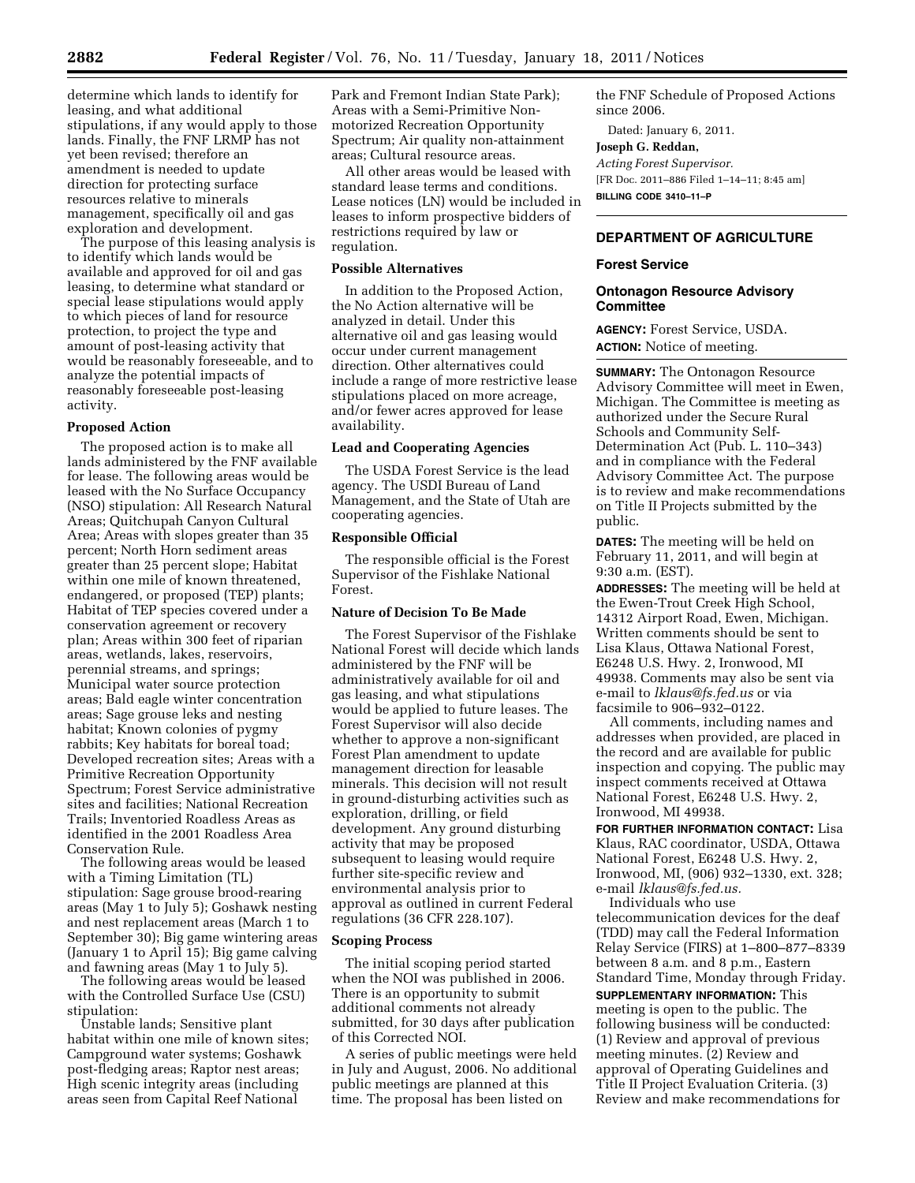determine which lands to identify for leasing, and what additional stipulations, if any would apply to those lands. Finally, the FNF LRMP has not yet been revised; therefore an amendment is needed to update direction for protecting surface resources relative to minerals management, specifically oil and gas exploration and development.

The purpose of this leasing analysis is to identify which lands would be available and approved for oil and gas leasing, to determine what standard or special lease stipulations would apply to which pieces of land for resource protection, to project the type and amount of post-leasing activity that would be reasonably foreseeable, and to analyze the potential impacts of reasonably foreseeable post-leasing activity.

**Proposed Action**

The proposed action is to make all lands administered by the FNF available for lease. The following areas would be leased with the No Surface Occupancy (NSO) stipulation: All Research Natural Areas; Quitchupah Canyon Cultural Area; Areas with slopes greater than 35 percent; North Horn sediment areas greater than 25 percent slope; Habitat within one mile of known threatened, endangered, or proposed (TEP) plants; Habitat of TEP species covered under a conservation agreement or recovery plan; Areas within 300 feet of riparian areas, wetlands, lakes, reservoirs, perennial streams, and springs; Municipal water source protection areas; Bald eagle winter concentration areas; Sage grouse leks and nesting habitat; Known colonies of pygmy rabbits; Key habitats for boreal toad; Developed recreation sites; Areas with a Primitive Recreation Opportunity Spectrum; Forest Service administrative sites and facilities; National Recreation Trails; Inventoried Roadless Areas as identified in the 2001 Roadless Area Conservation Rule.

The following areas would be leased with a Timing Limitation (TL) stipulation: Sage grouse brood-rearing areas (May 1 to July 5); Goshawk nesting and nest replacement areas (March 1 to September 30); Big game wintering areas (January 1 to April 15); Big game calving and fawning areas (May 1 to July 5).

The following areas would be leased with the Controlled Surface Use (CSU) stipulation:

Unstable lands; Sensitive plant habitat within one mile of known sites; Campground water systems; Goshawk post-fledging areas; Raptor nest areas; High scenic integrity areas (including areas seen from Capital Reef National Park and Fremont Indian State Park); Areas with a Semi-Primitive Non-motorized Recreation Opportunity Spectrum; Air quality non-attainment areas; Cultural resource areas.

All other areas would be leased with standard lease terms and conditions. Lease notices (LN) would be included in leases to inform prospective bidders of restrictions required by law or regulation.

**Possible Alternatives**

In addition to the Proposed Action, the No Action alternative will be analyzed in detail. Under this alternative oil and gas leasing would occur under current management direction. Other alternatives could include a range of more restrictive lease stipulations placed on more acreage, and/or fewer acres approved for lease availability.

**Lead and Cooperating Agencies**

The USDA Forest Service is the lead agency. The USDI Bureau of Land Management, and the State of Utah are cooperating agencies.

**Responsible Official**

The responsible official is the Forest Supervisor of the Fishlake National Forest.

**Nature of Decision To Be Made**

The Forest Supervisor of the Fishlake National Forest will decide which lands administered by the FNF will be administratively available for oil and gas leasing, and what stipulations would be applied to future leases. The Forest Supervisor will also decide whether to approve a non-significant Forest Plan amendment to update management direction for leasable minerals. This decision will not result in ground-disturbing activities such as exploration, drilling, or field development. Any ground disturbing activity that may be proposed subsequent to leasing would require further site-specific review and environmental analysis prior to approval as outlined in current Federal regulations (36 CFR 228.107).

**Scoping Process**

The initial scoping period started when the NOI was published in 2006. There is an opportunity to submit additional comments not already submitted, for 30 days after publication of this Corrected NOI.

A series of public meetings were held in July and August, 2006. No additional public meetings are planned at this time. The proposal has been listed on the FNF Schedule of Proposed Actions since 2006.

Dated: January 6, 2011.

**Joseph G. Reddan,**

*Acting Forest Supervisor.*

[FR Doc. 2011–886 Filed 1–14–11; 8:45 am]

**BILLING CODE 3410–11–P**

---

## DEPARTMENT OF AGRICULTURE

### Forest Service

### Ontonagon Resource Advisory Committee

**AGENCY:** Forest Service, USDA.

**ACTION:** Notice of meeting.

---

**SUMMARY:** The Ontonagon Resource Advisory Committee will meet in Ewen, Michigan. The Committee is meeting as authorized under the Secure Rural Schools and Community Self-Determination Act (Pub. L. 110–343) and in compliance with the Federal Advisory Committee Act. The purpose is to review and make recommendations on Title II Projects submitted by the public.

**DATES:** The meeting will be held on February 11, 2011, and will begin at 9:30 a.m. (EST).

**ADDRESSES:** The meeting will be held at the Ewen-Trout Creek High School, 14312 Airport Road, Ewen, Michigan. Written comments should be sent to Lisa Klaus, Ottawa National Forest, E6248 U.S. Hwy. 2, Ironwood, MI 49938. Comments may also be sent via e-mail to *lklaus@fs.fed.us* or via facsimile to 906–932–0122.

All comments, including names and addresses when provided, are placed in the record and are available for public inspection and copying. The public may inspect comments received at Ottawa National Forest, E6248 U.S. Hwy. 2, Ironwood, MI 49938.

**FOR FURTHER INFORMATION CONTACT:** Lisa Klaus, RAC coordinator, USDA, Ottawa National Forest, E6248 U.S. Hwy. 2, Ironwood, MI, (906) 932–1330, ext. 328; e-mail *lklaus@fs.fed.us.*

Individuals who use telecommunication devices for the deaf (TDD) may call the Federal Information Relay Service (FIRS) at 1–800–877–8339 between 8 a.m. and 8 p.m., Eastern Standard Time, Monday through Friday.

**SUPPLEMENTARY INFORMATION:** This meeting is open to the public. The following business will be conducted: (1) Review and approval of previous meeting minutes. (2) Review and approval of Operating Guidelines and Title II Project Evaluation Criteria. (3) Review and make recommendations for